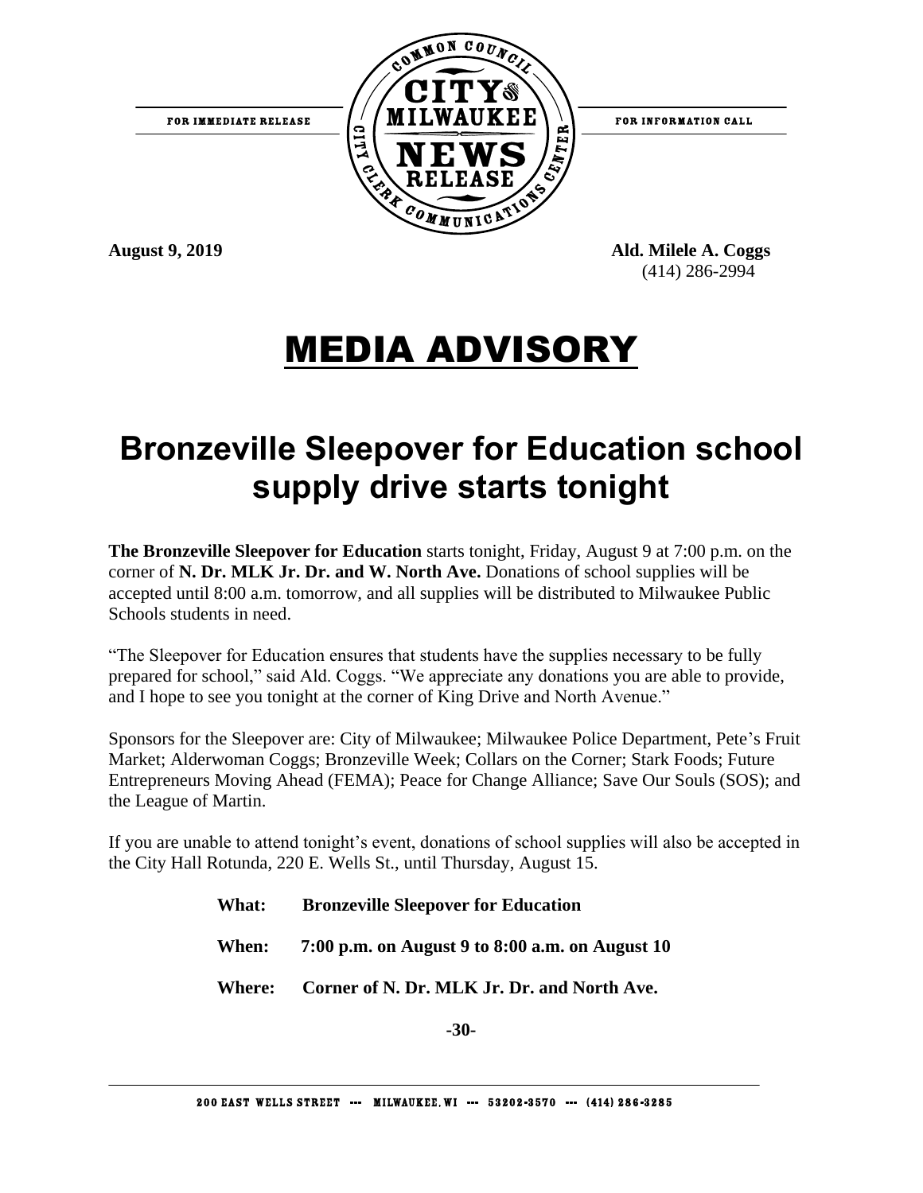FOR IMMEDIATE RELEASE

COMMON COUNCIL CITY OF MILWAUKEE NEWS RELEASE CITY CLERK COMMUNICATIONS CENTER

FOR INFORMATION CALL

**August 9, 2019**

**Ald. Milele A. Coggs**
(414) 286-2994

# MEDIA ADVISORY

## Bronzeville Sleepover for Education school supply drive starts tonight

**The Bronzeville Sleepover for Education** starts tonight, Friday, August 9 at 7:00 p.m. on the corner of **N. Dr. MLK Jr. Dr. and W. North Ave.** Donations of school supplies will be accepted until 8:00 a.m. tomorrow, and all supplies will be distributed to Milwaukee Public Schools students in need.

"The Sleepover for Education ensures that students have the supplies necessary to be fully prepared for school," said Ald. Coggs. "We appreciate any donations you are able to provide, and I hope to see you tonight at the corner of King Drive and North Avenue."

Sponsors for the Sleepover are: City of Milwaukee; Milwaukee Police Department, Pete's Fruit Market; Alderwoman Coggs; Bronzeville Week; Collars on the Corner; Stark Foods; Future Entrepreneurs Moving Ahead (FEMA); Peace for Change Alliance; Save Our Souls (SOS); and the League of Martin.

If you are unable to attend tonight's event, donations of school supplies will also be accepted in the City Hall Rotunda, 220 E. Wells St., until Thursday, August 15.

**What:** **Bronzeville Sleepover for Education**

**When:** **7:00 p.m. on August 9 to 8:00 a.m. on August 10**

**Where:** **Corner of N. Dr. MLK Jr. Dr. and North Ave.**

**-30-**

200 EAST WELLS STREET --- MILWAUKEE, WI --- 53202-3570 --- (414) 286-3285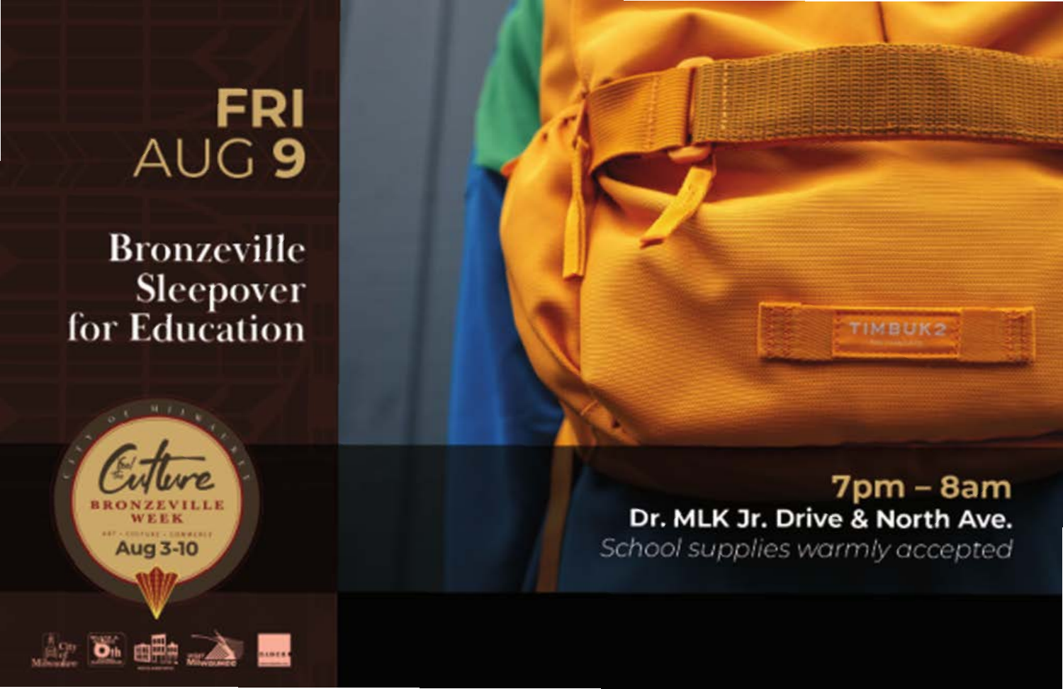# FRI AUG 9

## Bronzeville Sleepover for Education

City of Milwaukee

Feel the Culture

BRONZEVILLE WEEK

ART • CULTURE • COMMERCE

Aug 3-10

**7pm – 8am**

**Dr. MLK Jr. Drive & North Ave.**

*School supplies warmly accepted*